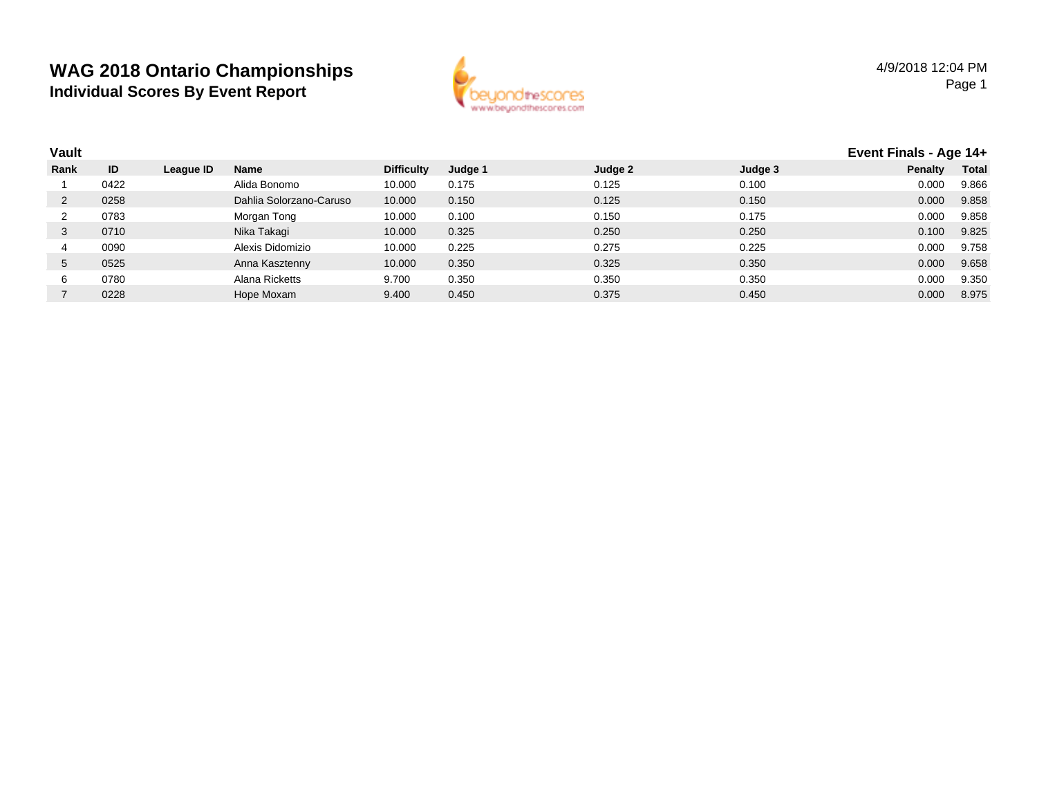# WAG 2018 Ontario Championships

## Individual Scores By Event Report

4/9/2018 12:04 PM

**Vault** — **Event Finals - Age 14+**

| Rank | ID | League ID | Name | Difficulty | Judge 1 | Judge 2 | Judge 3 | Penalty | Total |
|---|---|---|---|---|---|---|---|---|---|
| 1 | 0422 | | Alida Bonomo | 10.000 | 0.175 | 0.125 | 0.100 | 0.000 | 9.866 |
| 2 | 0258 | | Dahlia Solorzano-Caruso | 10.000 | 0.150 | 0.125 | 0.150 | 0.000 | 9.858 |
| 2 | 0783 | | Morgan Tong | 10.000 | 0.100 | 0.150 | 0.175 | 0.000 | 9.858 |
| 3 | 0710 | | Nika Takagi | 10.000 | 0.325 | 0.250 | 0.250 | 0.100 | 9.825 |
| 4 | 0090 | | Alexis Didomizio | 10.000 | 0.225 | 0.275 | 0.225 | 0.000 | 9.758 |
| 5 | 0525 | | Anna Kasztenny | 10.000 | 0.350 | 0.325 | 0.350 | 0.000 | 9.658 |
| 6 | 0780 | | Alana Ricketts | 9.700 | 0.350 | 0.350 | 0.350 | 0.000 | 9.350 |
| 7 | 0228 | | Hope Moxam | 9.400 | 0.450 | 0.375 | 0.450 | 0.000 | 8.975 |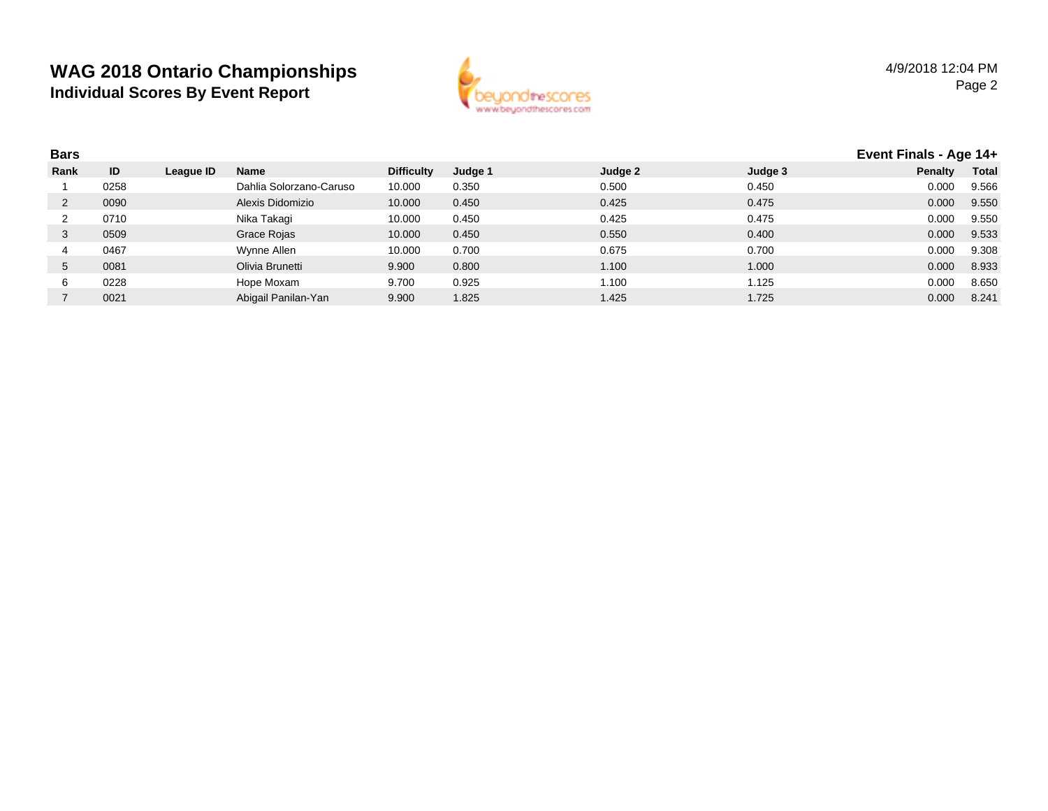# WAG 2018 Ontario Championships

## Individual Scores By Event Report

4/9/2018 12:04 PM

### Bars

**Event Finals - Age 14+**

| Rank | ID | League ID | Name | Difficulty | Judge 1 | Judge 2 | Judge 3 | Penalty | Total |
|---|---|---|---|---|---|---|---|---|---|
| 1 | 0258 | | Dahlia Solorzano-Caruso | 10.000 | 0.350 | 0.500 | 0.450 | 0.000 | 9.566 |
| 2 | 0090 | | Alexis Didomizio | 10.000 | 0.450 | 0.425 | 0.475 | 0.000 | 9.550 |
| 2 | 0710 | | Nika Takagi | 10.000 | 0.450 | 0.425 | 0.475 | 0.000 | 9.550 |
| 3 | 0509 | | Grace Rojas | 10.000 | 0.450 | 0.550 | 0.400 | 0.000 | 9.533 |
| 4 | 0467 | | Wynne Allen | 10.000 | 0.700 | 0.675 | 0.700 | 0.000 | 9.308 |
| 5 | 0081 | | Olivia Brunetti | 9.900 | 0.800 | 1.100 | 1.000 | 0.000 | 8.933 |
| 6 | 0228 | | Hope Moxam | 9.700 | 0.925 | 1.100 | 1.125 | 0.000 | 8.650 |
| 7 | 0021 | | Abigail Panilan-Yan | 9.900 | 1.825 | 1.425 | 1.725 | 0.000 | 8.241 |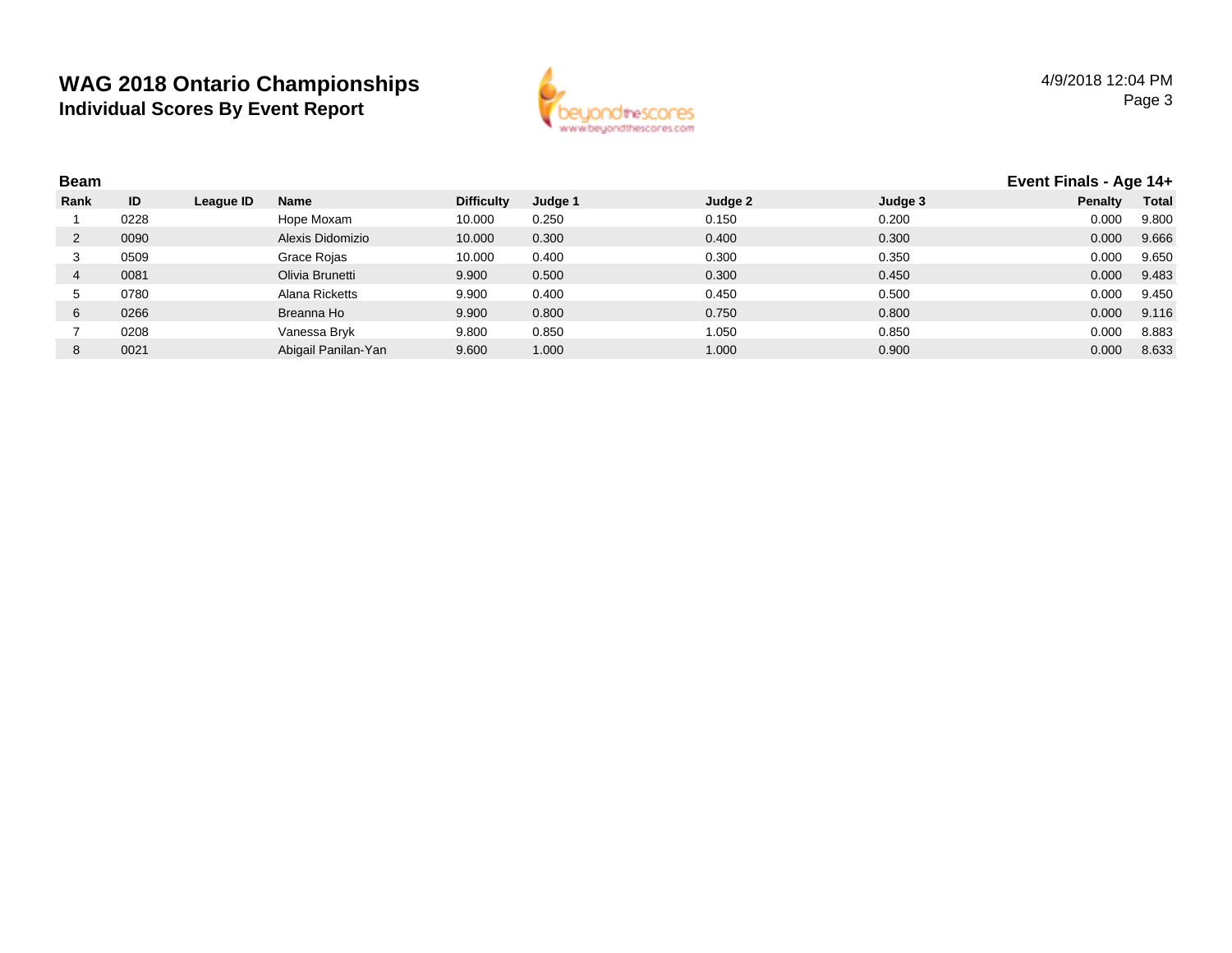# WAG 2018 Ontario Championships

## Individual Scores By Event Report

4/9/2018 12:04 PM

### Beam

**Event Finals - Age 14+**

| Rank | ID | League ID | Name | Difficulty | Judge 1 | Judge 2 | Judge 3 | Penalty | Total |
|---|---|---|---|---|---|---|---|---|---|
| 1 | 0228 | | Hope Moxam | 10.000 | 0.250 | 0.150 | 0.200 | 0.000 | 9.800 |
| 2 | 0090 | | Alexis Didomizio | 10.000 | 0.300 | 0.400 | 0.300 | 0.000 | 9.666 |
| 3 | 0509 | | Grace Rojas | 10.000 | 0.400 | 0.300 | 0.350 | 0.000 | 9.650 |
| 4 | 0081 | | Olivia Brunetti | 9.900 | 0.500 | 0.300 | 0.450 | 0.000 | 9.483 |
| 5 | 0780 | | Alana Ricketts | 9.900 | 0.400 | 0.450 | 0.500 | 0.000 | 9.450 |
| 6 | 0266 | | Breanna Ho | 9.900 | 0.800 | 0.750 | 0.800 | 0.000 | 9.116 |
| 7 | 0208 | | Vanessa Bryk | 9.800 | 0.850 | 1.050 | 0.850 | 0.000 | 8.883 |
| 8 | 0021 | | Abigail Panilan-Yan | 9.600 | 1.000 | 1.000 | 0.900 | 0.000 | 8.633 |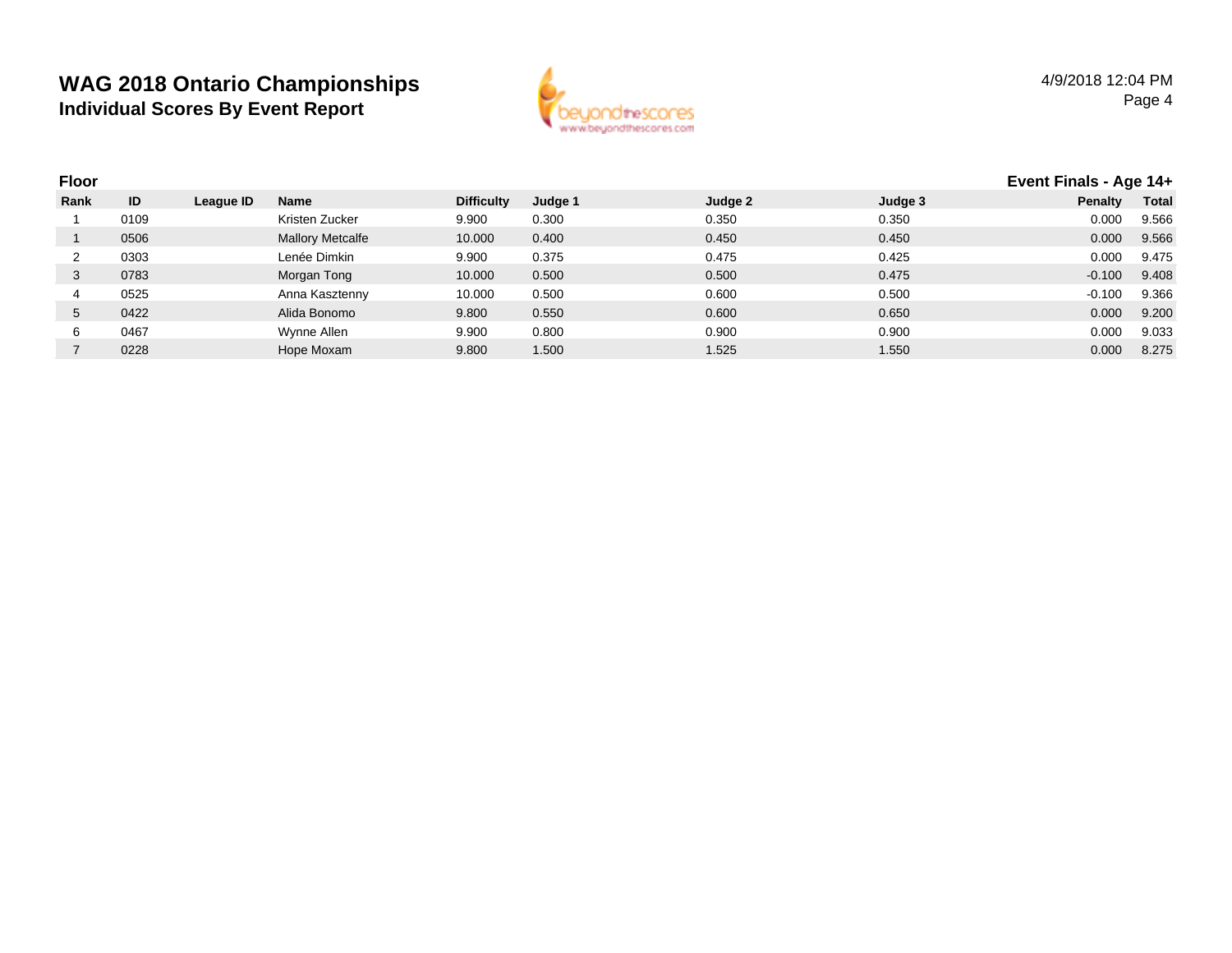# WAG 2018 Ontario Championships

## Individual Scores By Event Report

4/9/2018 12:04 PM

### Floor

**Event Finals - Age 14+**

| Rank | ID | League ID | Name | Difficulty | Judge 1 | Judge 2 | Judge 3 | Penalty | Total |
|---|---|---|---|---|---|---|---|---|---|
| 1 | 0109 | | Kristen Zucker | 9.900 | 0.300 | 0.350 | 0.350 | 0.000 | 9.566 |
| 1 | 0506 | | Mallory Metcalfe | 10.000 | 0.400 | 0.450 | 0.450 | 0.000 | 9.566 |
| 2 | 0303 | | Lenée Dimkin | 9.900 | 0.375 | 0.475 | 0.425 | 0.000 | 9.475 |
| 3 | 0783 | | Morgan Tong | 10.000 | 0.500 | 0.500 | 0.475 | -0.100 | 9.408 |
| 4 | 0525 | | Anna Kasztenny | 10.000 | 0.500 | 0.600 | 0.500 | -0.100 | 9.366 |
| 5 | 0422 | | Alida Bonomo | 9.800 | 0.550 | 0.600 | 0.650 | 0.000 | 9.200 |
| 6 | 0467 | | Wynne Allen | 9.900 | 0.800 | 0.900 | 0.900 | 0.000 | 9.033 |
| 7 | 0228 | | Hope Moxam | 9.800 | 1.500 | 1.525 | 1.550 | 0.000 | 8.275 |